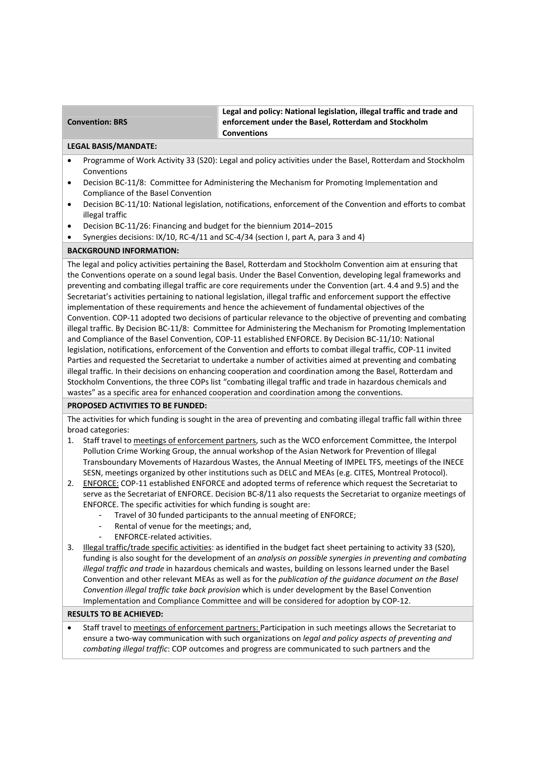| **Convention: BRS** | **Legal and policy: National legislation, illegal traffic and trade and enforcement under the Basel, Rotterdam and Stockholm Conventions** |
|---|---|

**LEGAL BASIS/MANDATE:**

- Programme of Work Activity 33 (S20): Legal and policy activities under the Basel, Rotterdam and Stockholm Conventions
- Decision BC-11/8: Committee for Administering the Mechanism for Promoting Implementation and Compliance of the Basel Convention
- Decision BC-11/10: National legislation, notifications, enforcement of the Convention and efforts to combat illegal traffic
- Decision BC-11/26: Financing and budget for the biennium 2014–2015
- Synergies decisions: IX/10, RC-4/11 and SC-4/34 (section I, part A, para 3 and 4)

**BACKGROUND INFORMATION:**

The legal and policy activities pertaining the Basel, Rotterdam and Stockholm Convention aim at ensuring that the Conventions operate on a sound legal basis. Under the Basel Convention, developing legal frameworks and preventing and combating illegal traffic are core requirements under the Convention (art. 4.4 and 9.5) and the Secretariat's activities pertaining to national legislation, illegal traffic and enforcement support the effective implementation of these requirements and hence the achievement of fundamental objectives of the Convention. COP-11 adopted two decisions of particular relevance to the objective of preventing and combating illegal traffic. By Decision BC-11/8: Committee for Administering the Mechanism for Promoting Implementation and Compliance of the Basel Convention, COP-11 established ENFORCE. By Decision BC-11/10: National legislation, notifications, enforcement of the Convention and efforts to combat illegal traffic, COP-11 invited Parties and requested the Secretariat to undertake a number of activities aimed at preventing and combating illegal traffic. In their decisions on enhancing cooperation and coordination among the Basel, Rotterdam and Stockholm Conventions, the three COPs list "combating illegal traffic and trade in hazardous chemicals and wastes" as a specific area for enhanced cooperation and coordination among the conventions.

**PROPOSED ACTIVITIES TO BE FUNDED:**

The activities for which funding is sought in the area of preventing and combating illegal traffic fall within three broad categories:

1. Staff travel to <u>meetings of enforcement partners</u>, such as the WCO enforcement Committee, the Interpol Pollution Crime Working Group, the annual workshop of the Asian Network for Prevention of Illegal Transboundary Movements of Hazardous Wastes, the Annual Meeting of IMPEL TFS, meetings of the INECE SESN, meetings organized by other institutions such as DELC and MEAs (e.g. CITES, Montreal Protocol).
2. <u>ENFORCE:</u> COP-11 established ENFORCE and adopted terms of reference which request the Secretariat to serve as the Secretariat of ENFORCE. Decision BC-8/11 also requests the Secretariat to organize meetings of ENFORCE. The specific activities for which funding is sought are:
   - Travel of 30 funded participants to the annual meeting of ENFORCE;
   - Rental of venue for the meetings; and,
   - ENFORCE-related activities.
3. <u>Illegal traffic/trade specific activities</u>: as identified in the budget fact sheet pertaining to activity 33 (S20), funding is also sought for the development of an *analysis on possible synergies in preventing and combating illegal traffic and trade* in hazardous chemicals and wastes, building on lessons learned under the Basel Convention and other relevant MEAs as well as for the *publication of the guidance document on the Basel Convention illegal traffic take back provision* which is under development by the Basel Convention Implementation and Compliance Committee and will be considered for adoption by COP-12.

**RESULTS TO BE ACHIEVED:**

- Staff travel to <u>meetings of enforcement partners:</u> Participation in such meetings allows the Secretariat to ensure a two-way communication with such organizations on *legal and policy aspects of preventing and combating illegal traffic*: COP outcomes and progress are communicated to such partners and the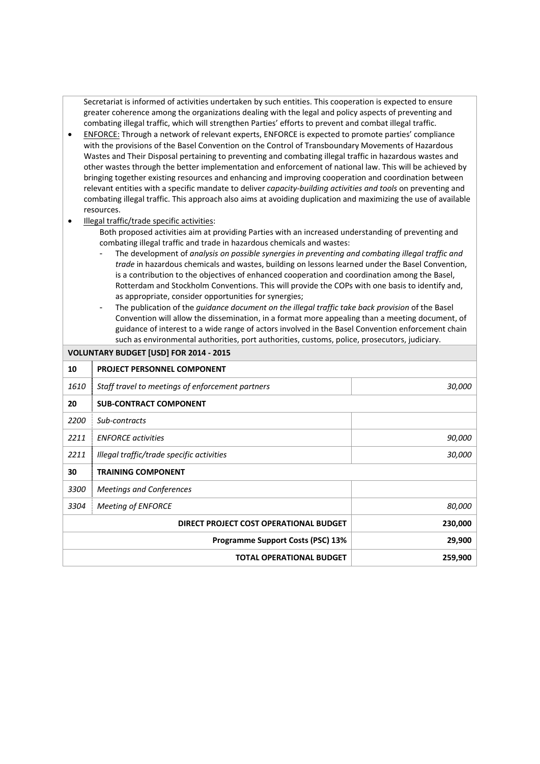Secretariat is informed of activities undertaken by such entities. This cooperation is expected to ensure greater coherence among the organizations dealing with the legal and policy aspects of preventing and combating illegal traffic, which will strengthen Parties' efforts to prevent and combat illegal traffic.

- ENFORCE: Through a network of relevant experts, ENFORCE is expected to promote parties' compliance with the provisions of the Basel Convention on the Control of Transboundary Movements of Hazardous Wastes and Their Disposal pertaining to preventing and combating illegal traffic in hazardous wastes and other wastes through the better implementation and enforcement of national law. This will be achieved by bringing together existing resources and enhancing and improving cooperation and coordination between relevant entities with a specific mandate to deliver *capacity-building activities and tools* on preventing and combating illegal traffic. This approach also aims at avoiding duplication and maximizing the use of available resources.
- Illegal traffic/trade specific activities:

  Both proposed activities aim at providing Parties with an increased understanding of preventing and combating illegal traffic and trade in hazardous chemicals and wastes:

  - The development of *analysis on possible synergies in preventing and combating illegal traffic and trade* in hazardous chemicals and wastes, building on lessons learned under the Basel Convention, is a contribution to the objectives of enhanced cooperation and coordination among the Basel, Rotterdam and Stockholm Conventions. This will provide the COPs with one basis to identify and, as appropriate, consider opportunities for synergies;
  - The publication of the *guidance document on the illegal traffic take back provision* of the Basel Convention will allow the dissemination, in a format more appealing than a meeting document, of guidance of interest to a wide range of actors involved in the Basel Convention enforcement chain such as environmental authorities, port authorities, customs, police, prosecutors, judiciary.

| **VOLUNTARY BUDGET [USD] FOR 2014 - 2015** | | |
|---|---|---|
| **10** | **PROJECT PERSONNEL COMPONENT** | |
| *1610* | *Staff travel to meetings of enforcement partners* | *30,000* |
| **20** | **SUB-CONTRACT COMPONENT** | |
| *2200* | *Sub-contracts* | |
| *2211* | *ENFORCE activities* | *90,000* |
| *2211* | *Illegal traffic/trade specific activities* | *30,000* |
| **30** | **TRAINING COMPONENT** | |
| *3300* | *Meetings and Conferences* | |
| *3304* | *Meeting of ENFORCE* | *80,000* |
| | **DIRECT PROJECT COST OPERATIONAL BUDGET** | **230,000** |
| | **Programme Support Costs (PSC) 13%** | **29,900** |
| | **TOTAL OPERATIONAL BUDGET** | **259,900** |